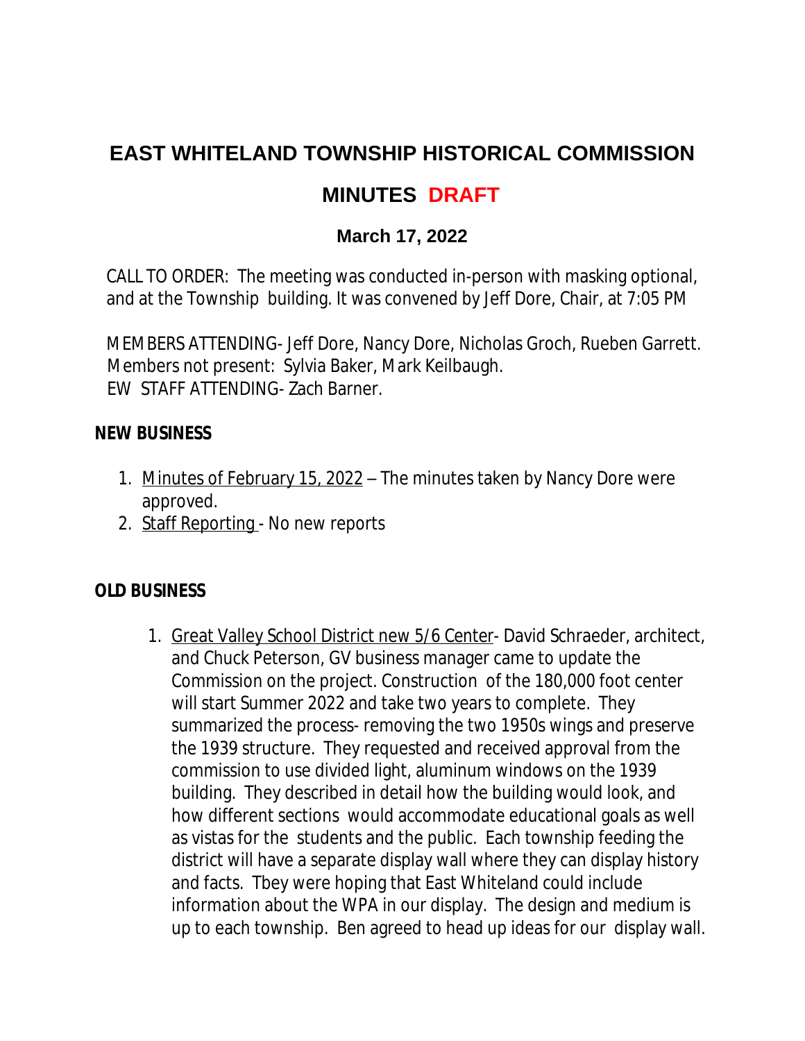# EAST WHITELAND TOWNSHIP HISTORICAL COMMISSION

## MINUTES DRAFT

### March 17, 2022

CALL TO ORDER: The meeting was conducted in-person with masking optional, and at the Township building. It was convened by Jeff Dore, Chair, at 7:05 PM

MEMBERS ATTENDING- Jeff Dore, Nancy Dore, Nicholas Groch, Rueben Garrett.
Members not present: Sylvia Baker, Mark Keilbaugh.
EW STAFF ATTENDING- Zach Barner.

**NEW BUSINESS**

1. Minutes of February 15, 2022 – The minutes taken by Nancy Dore were approved.
2. Staff Reporting - No new reports

**OLD BUSINESS**

1. Great Valley School District new 5/6 Center- David Schraeder, architect, and Chuck Peterson, GV business manager came to update the Commission on the project. Construction of the 180,000 foot center will start Summer 2022 and take two years to complete. They summarized the process- removing the two 1950s wings and preserve the 1939 structure. They requested and received approval from the commission to use divided light, aluminum windows on the 1939 building. They described in detail how the building would look, and how different sections would accommodate educational goals as well as vistas for the students and the public. Each township feeding the district will have a separate display wall where they can display history and facts. Tbey were hoping that East Whiteland could include information about the WPA in our display. The design and medium is up to each township. Ben agreed to head up ideas for our display wall.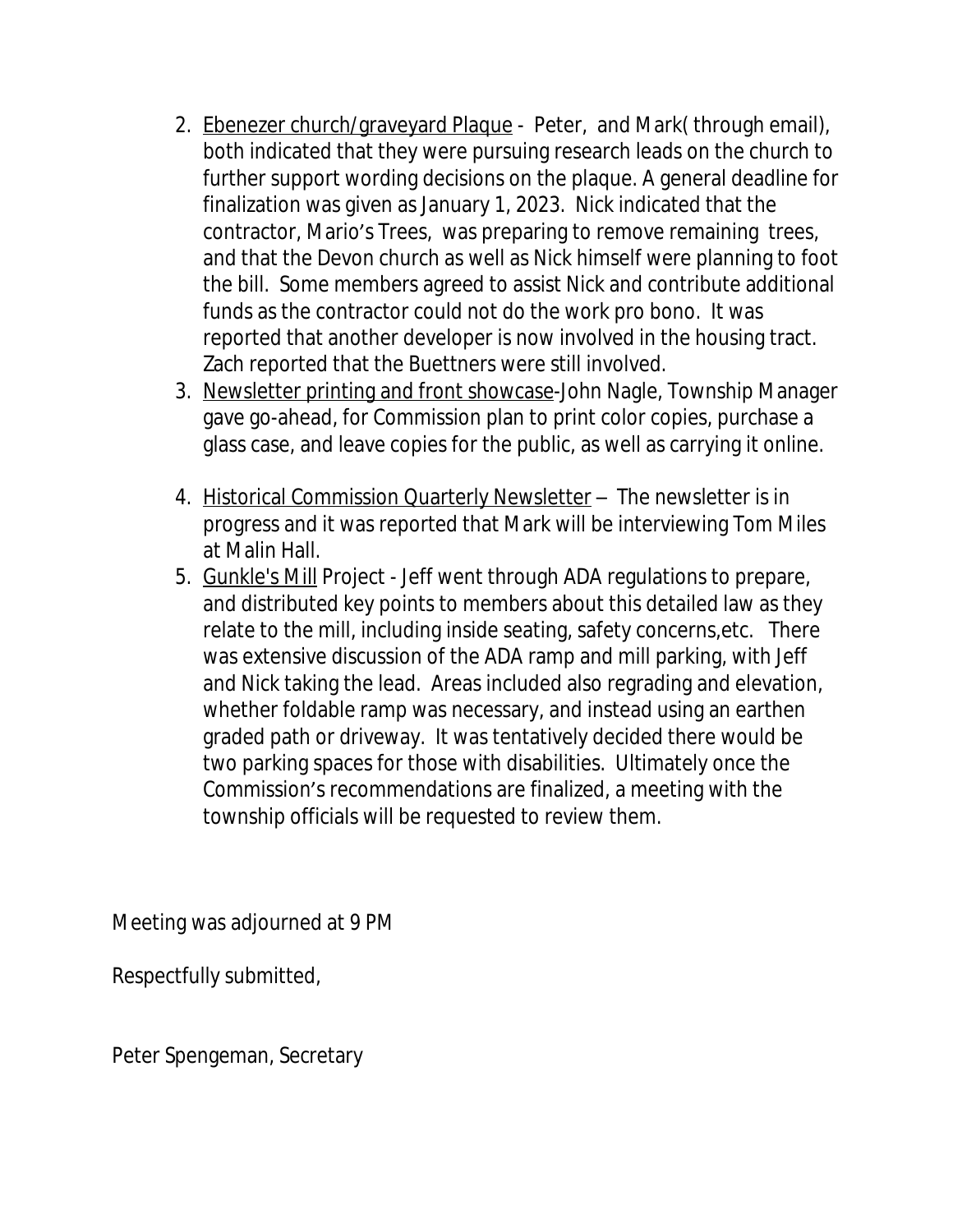2. Ebenezer church/graveyard Plaque - Peter, and Mark( through email), both indicated that they were pursuing research leads on the church to further support wording decisions on the plaque. A general deadline for finalization was given as January 1, 2023. Nick indicated that the contractor, Mario's Trees, was preparing to remove remaining trees, and that the Devon church as well as Nick himself were planning to foot the bill. Some members agreed to assist Nick and contribute additional funds as the contractor could not do the work pro bono. It was reported that another developer is now involved in the housing tract. Zach reported that the Buettners were still involved.
3. Newsletter printing and front showcase-John Nagle, Township Manager gave go-ahead, for Commission plan to print color copies, purchase a glass case, and leave copies for the public, as well as carrying it online.
4. Historical Commission Quarterly Newsletter – The newsletter is in progress and it was reported that Mark will be interviewing Tom Miles at Malin Hall.
5. Gunkle's Mill Project - Jeff went through ADA regulations to prepare, and distributed key points to members about this detailed law as they relate to the mill, including inside seating, safety concerns,etc. There was extensive discussion of the ADA ramp and mill parking, with Jeff and Nick taking the lead. Areas included also regrading and elevation, whether foldable ramp was necessary, and instead using an earthen graded path or driveway. It was tentatively decided there would be two parking spaces for those with disabilities. Ultimately once the Commission's recommendations are finalized, a meeting with the township officials will be requested to review them.

Meeting was adjourned at 9 PM

Respectfully submitted,

Peter Spengeman, Secretary